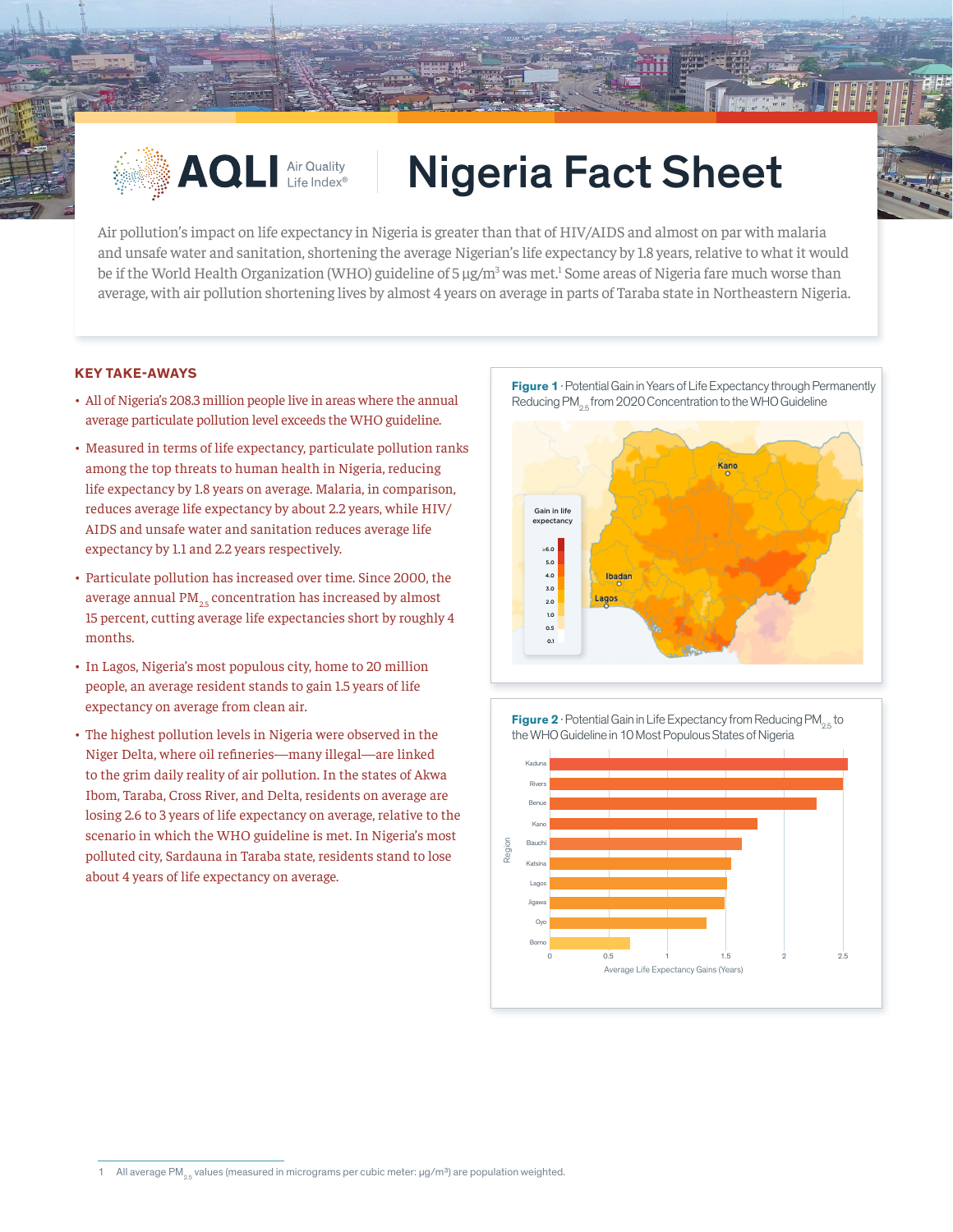# AQLI Air Quality Life Index® — Nigeria Fact Sheet

Air pollution's impact on life expectancy in Nigeria is greater than that of HIV/AIDS and almost on par with malaria and unsafe water and sanitation, shortening the average Nigerian's life expectancy by 1.8 years, relative to what it would be if the World Health Organization (WHO) guideline of 5 µg/m³ was met.[1] Some areas of Nigeria fare much worse than average, with air pollution shortening lives by almost 4 years on average in parts of Taraba state in Northeastern Nigeria.

## KEY TAKE-AWAYS

- All of Nigeria's 208.3 million people live in areas where the annual average particulate pollution level exceeds the WHO guideline.
- Measured in terms of life expectancy, particulate pollution ranks among the top threats to human health in Nigeria, reducing life expectancy by 1.8 years on average. Malaria, in comparison, reduces average life expectancy by about 2.2 years, while HIV/AIDS and unsafe water and sanitation reduces average life expectancy by 1.1 and 2.2 years respectively.
- Particulate pollution has increased over time. Since 2000, the average annual $PM_{2.5}$ concentration has increased by almost 15 percent, cutting average life expectancies short by roughly 4 months.
- In Lagos, Nigeria's most populous city, home to 20 million people, an average resident stands to gain 1.5 years of life expectancy on average from clean air.
- The highest pollution levels in Nigeria were observed in the Niger Delta, where oil refineries—many illegal—are linked to the grim daily reality of air pollution. In the states of Akwa Ibom, Taraba, Cross River, and Delta, residents on average are losing 2.6 to 3 years of life expectancy on average, relative to the scenario in which the WHO guideline is met. In Nigeria's most polluted city, Sardauna in Taraba state, residents stand to lose about 4 years of life expectancy on average.

**Figure 1** · Potential Gain in Years of Life Expectancy through Permanently Reducing $PM_{2.5}$ from 2020 Concentration to the WHO Guideline

**Figure 2** · Potential Gain in Life Expectancy from Reducing $PM_{2.5}$ to the WHO Guideline in 10 Most Populous States of Nigeria

---

1 All average $PM_{2.5}$ values (measured in micrograms per cubic meter: µg/m³) are population weighted.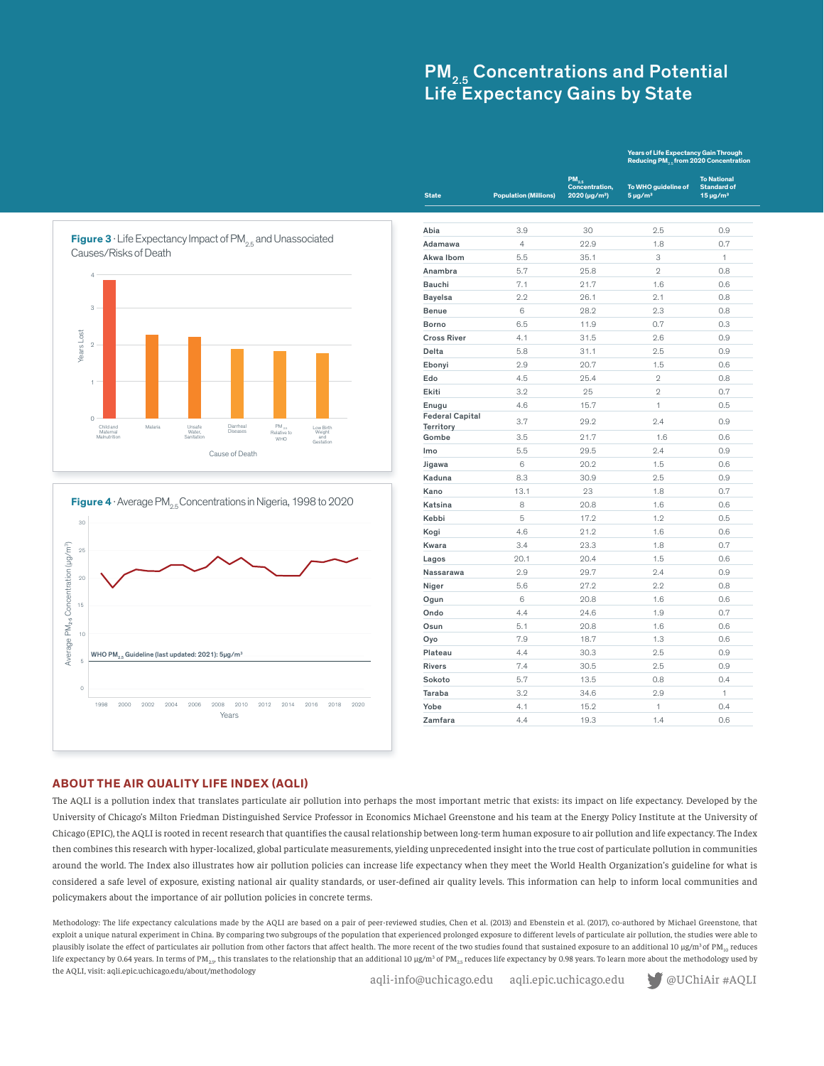# $PM_{2.5}$ Concentrations and Potential Life Expectancy Gains by State

| State | Population (Millions) | $PM_{2.5}$ Concentration, 2020 (μg/m³) | Years of Life Expectancy Gain Through Reducing $PM_{2.5}$ from 2020 Concentration | |
|---|---|---|---|---|
| | | | To WHO guideline of 5 μg/m³ | To National Standard of 15 μg/m³ |
| Abia | 3.9 | 30 | 2.5 | 0.9 |
| Adamawa | 4 | 22.9 | 1.8 | 0.7 |
| Akwa Ibom | 5.5 | 35.1 | 3 | 1 |
| Anambra | 5.7 | 25.8 | 2 | 0.8 |
| Bauchi | 7.1 | 21.7 | 1.6 | 0.6 |
| Bayelsa | 2.2 | 26.1 | 2.1 | 0.8 |
| Benue | 6 | 28.2 | 2.3 | 0.8 |
| Borno | 6.5 | 11.9 | 0.7 | 0.3 |
| Cross River | 4.1 | 31.5 | 2.6 | 0.9 |
| Delta | 5.8 | 31.1 | 2.5 | 0.9 |
| Ebonyi | 2.9 | 20.7 | 1.5 | 0.6 |
| Edo | 4.5 | 25.4 | 2 | 0.8 |
| Ekiti | 3.2 | 25 | 2 | 0.7 |
| Enugu | 4.6 | 15.7 | 1 | 0.5 |
| Federal Capital Territory | 3.7 | 29.2 | 2.4 | 0.9 |
| Gombe | 3.5 | 21.7 | 1.6 | 0.6 |
| Imo | 5.5 | 29.5 | 2.4 | 0.9 |
| Jigawa | 6 | 20.2 | 1.5 | 0.6 |
| Kaduna | 8.3 | 30.9 | 2.5 | 0.9 |
| Kano | 13.1 | 23 | 1.8 | 0.7 |
| Katsina | 8 | 20.8 | 1.6 | 0.6 |
| Kebbi | 5 | 17.2 | 1.2 | 0.5 |
| Kogi | 4.6 | 21.2 | 1.6 | 0.6 |
| Kwara | 3.4 | 23.3 | 1.8 | 0.7 |
| Lagos | 20.1 | 20.4 | 1.5 | 0.6 |
| Nassarawa | 2.9 | 29.7 | 2.4 | 0.9 |
| Niger | 5.6 | 27.2 | 2.2 | 0.8 |
| Ogun | 6 | 20.8 | 1.6 | 0.6 |
| Ondo | 4.4 | 24.6 | 1.9 | 0.7 |
| Osun | 5.1 | 20.8 | 1.6 | 0.6 |
| Oyo | 7.9 | 18.7 | 1.3 | 0.6 |
| Plateau | 4.4 | 30.3 | 2.5 | 0.9 |
| Rivers | 7.4 | 30.5 | 2.5 | 0.9 |
| Sokoto | 5.7 | 13.5 | 0.8 | 0.4 |
| Taraba | 3.2 | 34.6 | 2.9 | 1 |
| Yobe | 4.1 | 15.2 | 1 | 0.4 |
| Zamfara | 4.4 | 19.3 | 1.4 | 0.6 |

**Figure 3** · Life Expectancy Impact of $PM_{2.5}$ and Unassociated Causes/Risks of Death

Years Lost

0
1
2
3
4

Child and Maternal Malnutrition
Malaria
Unsafe Water, Sanitation
Diarrheal Diseases
$PM_{2.5}$ Relative to WHO
Low Birth Weight and Gestation

Cause of Death

**Figure 4** · Average $PM_{2.5}$ Concentrations in Nigeria, 1998 to 2020

Average $PM_{2.5}$ Concentration (μg/m³)

0
5
10
15
20
25
30

WHO $PM_{2.5}$ Guideline (last updated: 2021): 5μg/m³

1998 2000 2002 2004 2006 2008 2010 2012 2014 2016 2018 2020

Years

## ABOUT THE AIR QUALITY LIFE INDEX (AQLI)

The AQLI is a pollution index that translates particulate air pollution into perhaps the most important metric that exists: its impact on life expectancy. Developed by the University of Chicago's Milton Friedman Distinguished Service Professor in Economics Michael Greenstone and his team at the Energy Policy Institute at the University of Chicago (EPIC), the AQLI is rooted in recent research that quantifies the causal relationship between long-term human exposure to air pollution and life expectancy. The Index then combines this research with hyper-localized, global particulate measurements, yielding unprecedented insight into the true cost of particulate pollution in communities around the world. The Index also illustrates how air pollution policies can increase life expectancy when they meet the World Health Organization's guideline for what is considered a safe level of exposure, existing national air quality standards, or user-defined air quality levels. This information can help to inform local communities and policymakers about the importance of air pollution policies in concrete terms.

Methodology: The life expectancy calculations made by the AQLI are based on a pair of peer-reviewed studies, Chen et al. (2013) and Ebenstein et al. (2017), co-authored by Michael Greenstone, that exploit a unique natural experiment in China. By comparing two subgroups of the population that experienced prolonged exposure to different levels of particulate air pollution, the studies were able to plausibly isolate the effect of particulates air pollution from other factors that affect health. The more recent of the two studies found that sustained exposure to an additional 10 μg/m³ of $PM_{10}$ reduces life expectancy by 0.64 years. In terms of $PM_{2.5}$, this translates to the relationship that an additional 10 μg/m³ of $PM_{2.5}$ reduces life expectancy by 0.98 years. To learn more about the methodology used by the AQLI, visit: aqli.epic.uchicago.edu/about/methodology

aqli-info@uchicago.edu aqli.epic.uchicago.edu @UChiAir #AQLI